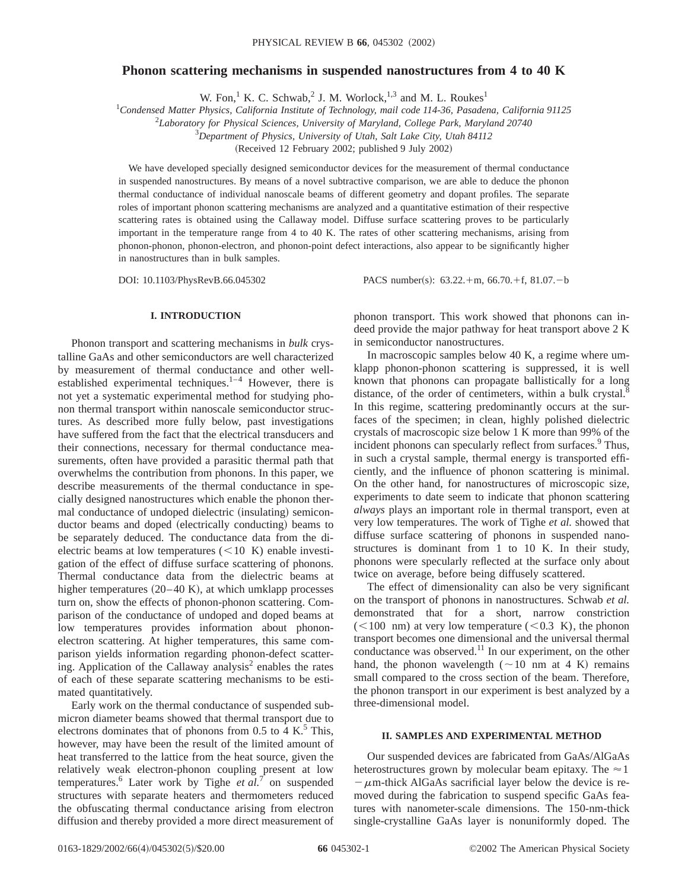# Phonon scattering mechanisms in suspended nanostructures from 4 to 40 K

W. Fon,[1] K. C. Schwab,[2] J. M. Worlock,[1,3] and M. L. Roukes[1]

[1]*Condensed Matter Physics, California Institute of Technology, mail code 114-36, Pasadena, California 91125*

[2]*Laboratory for Physical Sciences, University of Maryland, College Park, Maryland 20740*

[3]*Department of Physics, University of Utah, Salt Lake City, Utah 84112*

(Received 12 February 2002; published 9 July 2002)

We have developed specially designed semiconductor devices for the measurement of thermal conductance in suspended nanostructures. By means of a novel subtractive comparison, we are able to deduce the phonon thermal conductance of individual nanoscale beams of different geometry and dopant profiles. The separate roles of important phonon scattering mechanisms are analyzed and a quantitative estimation of their respective scattering rates is obtained using the Callaway model. Diffuse surface scattering proves to be particularly important in the temperature range from 4 to 40 K. The rates of other scattering mechanisms, arising from phonon-phonon, phonon-electron, and phonon-point defect interactions, also appear to be significantly higher in nanostructures than in bulk samples.

DOI: 10.1103/PhysRevB.66.045302 PACS number(s): 63.22.+m, 66.70.+f, 81.07.−b

## I. INTRODUCTION

Phonon transport and scattering mechanisms in *bulk* crystalline GaAs and other semiconductors are well characterized by measurement of thermal conductance and other well-established experimental techniques.[1–4] However, there is not yet a systematic experimental method for studying phonon thermal transport within nanoscale semiconductor structures. As described more fully below, past investigations have suffered from the fact that the electrical transducers and their connections, necessary for thermal conductance measurements, often have provided a parasitic thermal path that overwhelms the contribution from phonons. In this paper, we describe measurements of the thermal conductance in specially designed nanostructures which enable the phonon thermal conductance of undoped dielectric (insulating) semiconductor beams and doped (electrically conducting) beams to be separately deduced. The conductance data from the dielectric beams at low temperatures ($<10$ K) enable investigation of the effect of diffuse surface scattering of phonons. Thermal conductance data from the dielectric beams at higher temperatures (20–40 K), at which umklapp processes turn on, show the effects of phonon-phonon scattering. Comparison of the conductance of undoped and doped beams at low temperatures provides information about phonon-electron scattering. At higher temperatures, this same comparison yields information regarding phonon-defect scattering. Application of the Callaway analysis[2] enables the rates of each of these separate scattering mechanisms to be estimated quantitatively.

Early work on the thermal conductance of suspended submicron diameter beams showed that thermal transport due to electrons dominates that of phonons from 0.5 to 4 K.[5] This, however, may have been the result of the limited amount of heat transferred to the lattice from the heat source, given the relatively weak electron-phonon coupling present at low temperatures.[6] Later work by Tighe *et al.*[7] on suspended structures with separate heaters and thermometers reduced the obfuscating thermal conductance arising from electron diffusion and thereby provided a more direct measurement of phonon transport. This work showed that phonons can indeed provide the major pathway for heat transport above 2 K in semiconductor nanostructures.

In macroscopic samples below 40 K, a regime where umklapp phonon-phonon scattering is suppressed, it is well known that phonons can propagate ballistically for a long distance, of the order of centimeters, within a bulk crystal.[8] In this regime, scattering predominantly occurs at the surfaces of the specimen; in clean, highly polished dielectric crystals of macroscopic size below 1 K more than 99% of the incident phonons can specularly reflect from surfaces.[9] Thus, in such a crystal sample, thermal energy is transported efficiently, and the influence of phonon scattering is minimal. On the other hand, for nanostructures of microscopic size, experiments to date seem to indicate that phonon scattering *always* plays an important role in thermal transport, even at very low temperatures. The work of Tighe *et al.* showed that diffuse surface scattering of phonons in suspended nanostructures is dominant from 1 to 10 K. In their study, phonons were specularly reflected at the surface only about twice on average, before being diffusely scattered.

The effect of dimensionality can also be very significant on the transport of phonons in nanostructures. Schwab *et al.* demonstrated that for a short, narrow constriction ($<100$ nm) at very low temperature ($<0.3$ K), the phonon transport becomes one dimensional and the universal thermal conductance was observed.[11] In our experiment, on the other hand, the phonon wavelength ($\sim 10$ nm at 4 K) remains small compared to the cross section of the beam. Therefore, the phonon transport in our experiment is best analyzed by a three-dimensional model.

## II. SAMPLES AND EXPERIMENTAL METHOD

Our suspended devices are fabricated from GaAs/AlGaAs heterostructures grown by molecular beam epitaxy. The $\approx 1-\mu$m-thick AlGaAs sacrificial layer below the device is removed during the fabrication to suspend specific GaAs features with nanometer-scale dimensions. The 150-nm-thick single-crystalline GaAs layer is nonuniformly doped. The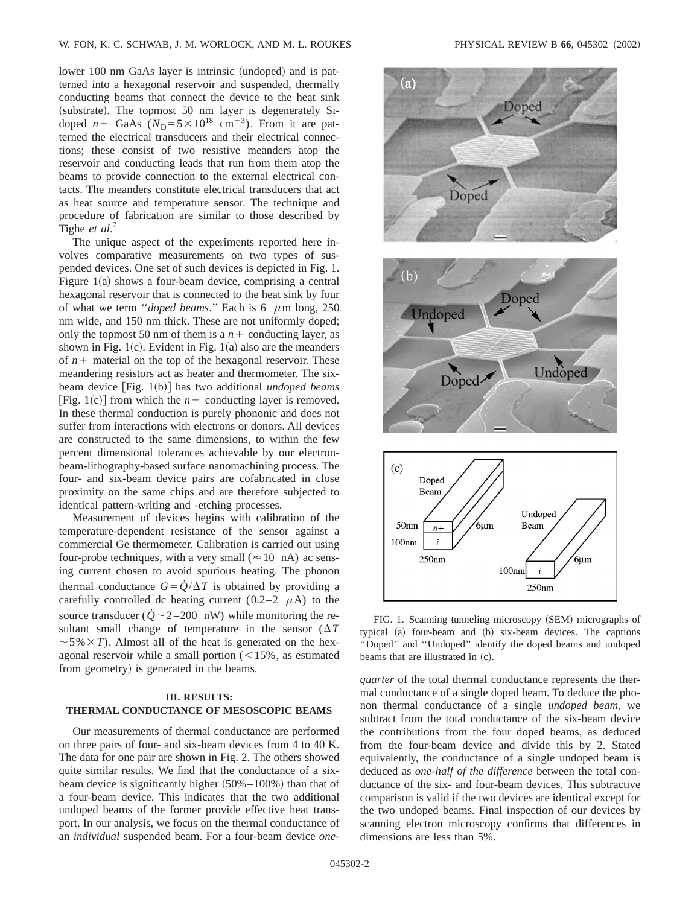lower 100 nm GaAs layer is intrinsic (undoped) and is patterned into a hexagonal reservoir and suspended, thermally conducting beams that connect the device to the heat sink (substrate). The topmost 50 nm layer is degenerately Si-doped $n+$ GaAs ($N_D = 5\times10^{18}$ cm$^{-3}$). From it are patterned the electrical transducers and their electrical connections; these consist of two resistive meanders atop the reservoir and conducting leads that run from them atop the beams to provide connection to the external electrical contacts. The meanders constitute electrical transducers that act as heat source and temperature sensor. The technique and procedure of fabrication are similar to those described by Tighe *et al.*[7]

The unique aspect of the experiments reported here involves comparative measurements on two types of suspended devices. One set of such devices is depicted in Fig. 1. Figure 1(a) shows a four-beam device, comprising a central hexagonal reservoir that is connected to the heat sink by four of what we term "*doped beams*." Each is 6 μm long, 250 nm wide, and 150 nm thick. These are not uniformly doped; only the topmost 50 nm of them is a $n+$ conducting layer, as shown in Fig. 1(c). Evident in Fig. 1(a) also are the meanders of $n+$ material on the top of the hexagonal reservoir. These meandering resistors act as heater and thermometer. The six-beam device [Fig. 1(b)] has two additional *undoped beams* [Fig. 1(c)] from which the $n+$ conducting layer is removed. In these thermal conduction is purely phononic and does not suffer from interactions with electrons or donors. All devices are constructed to the same dimensions, to within the few percent dimensional tolerances achievable by our electron-beam-lithography-based surface nanomachining process. The four- and six-beam device pairs are cofabricated in close proximity on the same chips and are therefore subjected to identical pattern-writing and -etching processes.

Measurement of devices begins with calibration of the temperature-dependent resistance of the sensor against a commercial Ge thermometer. Calibration is carried out using four-probe techniques, with a very small ($\approx 10$ nA) ac sensing current chosen to avoid spurious heating. The phonon thermal conductance $G = \dot{Q}/\Delta T$ is obtained by providing a carefully controlled dc heating current (0.2–2 μA) to the source transducer ($\dot{Q} \sim 2$–200 nW) while monitoring the resultant small change of temperature in the sensor ($\Delta T \sim 5\% \times T$). Almost all of the heat is generated on the hexagonal reservoir while a small portion (<15%, as estimated from geometry) is generated in the beams.

FIG. 1. Scanning tunneling microscopy (SEM) micrographs of typical (a) four-beam and (b) six-beam devices. The captions "Doped" and "Undoped" identify the doped beams and undoped beams that are illustrated in (c).

## III. RESULTS: THERMAL CONDUCTANCE OF MESOSCOPIC BEAMS

Our measurements of thermal conductance are performed on three pairs of four- and six-beam devices from 4 to 40 K. The data for one pair are shown in Fig. 2. The others showed quite similar results. We find that the conductance of a six-beam device is significantly higher (50%–100%) than that of a four-beam device. This indicates that the two additional undoped beams of the former provide effective heat transport. In our analysis, we focus on the thermal conductance of an *individual* suspended beam. For a four-beam device *one-quarter* of the total thermal conductance represents the thermal conductance of a single doped beam. To deduce the phonon thermal conductance of a single *undoped beam*, we subtract from the total conductance of the six-beam device the contributions from the four doped beams, as deduced from the four-beam device and divide this by 2. Stated equivalently, the conductance of a single undoped beam is deduced as *one-half of the difference* between the total conductance of the six- and four-beam devices. This subtractive comparison is valid if the two devices are identical except for the two undoped beams. Final inspection of our devices by scanning electron microscopy confirms that differences in dimensions are less than 5%.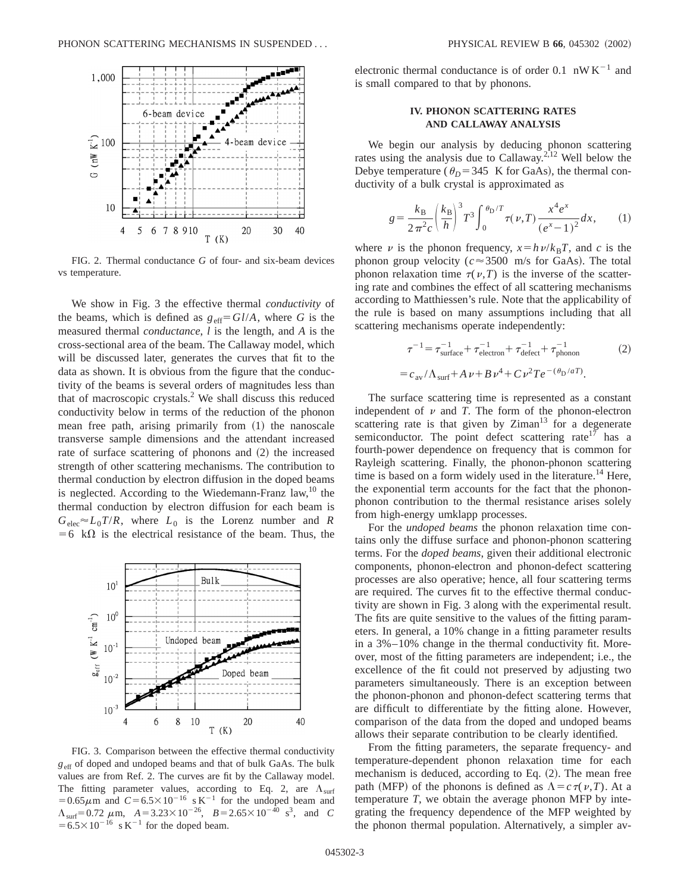FIG. 2. Thermal conductance $G$ of four- and six-beam devices vs temperature.

We show in Fig. 3 the effective thermal *conductivity* of the beams, which is defined as $g_{\text{eff}}=Gl/A$, where $G$ is the measured thermal *conductance*, $l$ is the length, and $A$ is the cross-sectional area of the beam. The Callaway model, which will be discussed later, generates the curves that fit to the data as shown. It is obvious from the figure that the conductivity of the beams is several orders of magnitudes less than that of macroscopic crystals.[2] We shall discuss this reduced conductivity below in terms of the reduction of the phonon mean free path, arising primarily from (1) the nanoscale transverse sample dimensions and the attendant increased rate of surface scattering of phonons and (2) the increased strength of other scattering mechanisms. The contribution to thermal conduction by electron diffusion in the doped beams is neglected. According to the Wiedemann-Franz law,[10] the thermal conduction by electron diffusion for each beam is $G_{\text{elec}}\approx L_0 T/R$, where $L_0$ is the Lorenz number and $R=6\ \text{k}\Omega$ is the electrical resistance of the beam. Thus, the electronic thermal conductance is of order $0.1\ \text{nW K}^{-1}$ and is small compared to that by phonons.

FIG. 3. Comparison between the effective thermal conductivity $g_{\text{eff}}$ of doped and undoped beams and that of bulk GaAs. The bulk values are from Ref. 2. The curves are fit by the Callaway model. The fitting parameter values, according to Eq. 2, are $\Lambda_{\text{surf}}=0.65\mu\text{m}$ and $C=6.5\times10^{-16}\ \text{s K}^{-1}$ for the undoped beam and $\Lambda_{\text{surf}}=0.72\ \mu\text{m}$, $A=3.23\times10^{-26}$, $B=2.65\times10^{-40}\ \text{s}^3$, and $C=6.5\times10^{-16}\ \text{s K}^{-1}$ for the doped beam.

## IV. PHONON SCATTERING RATES AND CALLAWAY ANALYSIS

We begin our analysis by deducing phonon scattering rates using the analysis due to Callaway.[2,12] Well below the Debye temperature ($\theta_D=345$ K for GaAs), the thermal conductivity of a bulk crystal is approximated as

$$g=\frac{k_{\text{B}}}{2\pi^2 c}\left(\frac{k_{\text{B}}}{h}\right)^3 T^3\int_0^{\theta_{\text{D}}/T}\tau(\nu,T)\frac{x^4 e^x}{(e^x-1)^2}dx, \qquad (1)$$

where $\nu$ is the phonon frequency, $x=h\nu/k_{\text{B}}T$, and $c$ is the phonon group velocity ($c\approx3500$ m/s for GaAs). The total phonon relaxation time $\tau(\nu,T)$ is the inverse of the scattering rate and combines the effect of all scattering mechanisms according to Matthiessen's rule. Note that the applicability of the rule is based on many assumptions including that all scattering mechanisms operate independently:

$$\tau^{-1}=\tau_{\text{surface}}^{-1}+\tau_{\text{electron}}^{-1}+\tau_{\text{defect}}^{-1}+\tau_{\text{phonon}}^{-1} \qquad (2)$$

$$=c_{\text{av}}/\Lambda_{\text{surf}}+A\nu+B\nu^4+C\nu^2 T e^{-(\theta_{\text{D}}/aT)}.$$

The surface scattering time is represented as a constant independent of $\nu$ and $T$. The form of the phonon-electron scattering rate is that given by Ziman[13] for a degenerate semiconductor. The point defect scattering rate[17] has a fourth-power dependence on frequency that is common for Rayleigh scattering. Finally, the phonon-phonon scattering time is based on a form widely used in the literature.[14] Here, the exponential term accounts for the fact that the phonon-phonon contribution to the thermal resistance arises solely from high-energy umklapp processes.

For the *undoped beams* the phonon relaxation time contains only the diffuse surface and phonon-phonon scattering terms. For the *doped beams*, given their additional electronic components, phonon-electron and phonon-defect scattering processes are also operative; hence, all four scattering terms are required. The curves fit to the effective thermal conductivity are shown in Fig. 3 along with the experimental result. The fits are quite sensitive to the values of the fitting parameters. In general, a 10% change in a fitting parameter results in a 3%–10% change in the thermal conductivity fit. Moreover, most of the fitting parameters are independent; i.e., the excellence of the fit could not preserved by adjusting two parameters simultaneously. There is an exception between the phonon-phonon and phonon-defect scattering terms that are difficult to differentiate by the fitting alone. However, comparison of the data from the doped and undoped beams allows their separate contribution to be clearly identified.

From the fitting parameters, the separate frequency- and temperature-dependent phonon relaxation time for each mechanism is deduced, according to Eq. (2). The mean free path (MFP) of the phonons is defined as $\Lambda=c\tau(\nu,T)$. At a temperature $T$, we obtain the average phonon MFP by integrating the frequency dependence of the MFP weighted by the phonon thermal population. Alternatively, a simpler av-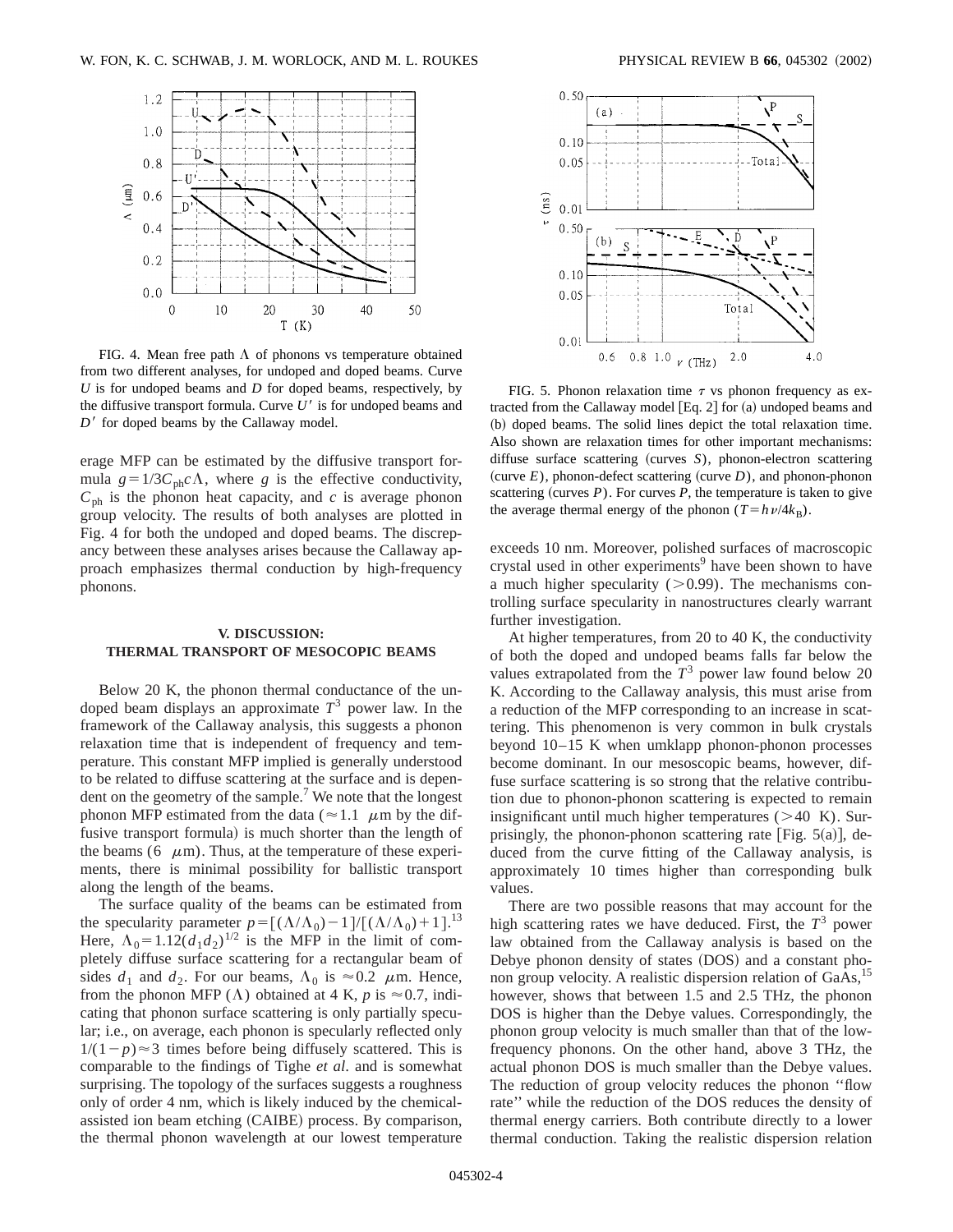FIG. 4. Mean free path $\Lambda$ of phonons vs temperature obtained from two different analyses, for undoped and doped beams. Curve $U$ is for undoped beams and $D$ for doped beams, respectively, by the diffusive transport formula. Curve $U'$ is for undoped beams and $D'$ for doped beams by the Callaway model.

FIG. 5. Phonon relaxation time $\tau$ vs phonon frequency as extracted from the Callaway model [Eq. 2] for (a) undoped beams and (b) doped beams. The solid lines depict the total relaxation time. Also shown are relaxation times for other important mechanisms: diffuse surface scattering (curves $S$), phonon-electron scattering (curve $E$), phonon-defect scattering (curve $D$), and phonon-phonon scattering (curves $P$). For curves $P$, the temperature is taken to give the average thermal energy of the phonon ($T = h\nu/4k_B$).

erage MFP can be estimated by the diffusive transport formula $g = 1/3 C_{ph} c \Lambda$, where $g$ is the effective conductivity, $C_{ph}$ is the phonon heat capacity, and $c$ is average phonon group velocity. The results of both analyses are plotted in Fig. 4 for both the undoped and doped beams. The discrepancy between these analyses arises because the Callaway approach emphasizes thermal conduction by high-frequency phonons.

## V. DISCUSSION: THERMAL TRANSPORT OF MESOCOPIC BEAMS

Below 20 K, the phonon thermal conductance of the undoped beam displays an approximate $T^3$ power law. In the framework of the Callaway analysis, this suggests a phonon relaxation time that is independent of frequency and temperature. This constant MFP implied is generally understood to be related to diffuse scattering at the surface and is dependent on the geometry of the sample.[7] We note that the longest phonon MFP estimated from the data ($\approx 1.1$ $\mu$m by the diffusive transport formula) is much shorter than the length of the beams (6 $\mu$m). Thus, at the temperature of these experiments, there is minimal possibility for ballistic transport along the length of the beams.

The surface quality of the beams can be estimated from the specularity parameter $p = [(\Lambda/\Lambda_0) - 1]/[(\Lambda/\Lambda_0) + 1]$.[13] Here, $\Lambda_0 = 1.12(d_1 d_2)^{1/2}$ is the MFP in the limit of completely diffuse surface scattering for a rectangular beam of sides $d_1$ and $d_2$. For our beams, $\Lambda_0$ is $\approx 0.2$ $\mu$m. Hence, from the phonon MFP ($\Lambda$) obtained at 4 K, $p$ is $\approx 0.7$, indicating that phonon surface scattering is only partially specular; i.e., on average, each phonon is specularly reflected only $1/(1-p) \approx 3$ times before being diffusely scattered. This is comparable to the findings of Tighe *et al.* and is somewhat surprising. The topology of the surfaces suggests a roughness only of order 4 nm, which is likely induced by the chemical-assisted ion beam etching (CAIBE) process. By comparison, the thermal phonon wavelength at our lowest temperature exceeds 10 nm. Moreover, polished surfaces of macroscopic crystal used in other experiments[9] have been shown to have a much higher specularity ($>0.99$). The mechanisms controlling surface specularity in nanostructures clearly warrant further investigation.

At higher temperatures, from 20 to 40 K, the conductivity of both the doped and undoped beams falls far below the values extrapolated from the $T^3$ power law found below 20 K. According to the Callaway analysis, this must arise from a reduction of the MFP corresponding to an increase in scattering. This phenomenon is very common in bulk crystals beyond 10–15 K when umklapp phonon-phonon processes become dominant. In our mesoscopic beams, however, diffuse surface scattering is so strong that the relative contribution due to phonon-phonon scattering is expected to remain insignificant until much higher temperatures ($>40$ K). Surprisingly, the phonon-phonon scattering rate [Fig. 5(a)], deduced from the curve fitting of the Callaway analysis, is approximately 10 times higher than corresponding bulk values.

There are two possible reasons that may account for the high scattering rates we have deduced. First, the $T^3$ power law obtained from the Callaway analysis is based on the Debye phonon density of states (DOS) and a constant phonon group velocity. A realistic dispersion relation of GaAs,[15] however, shows that between 1.5 and 2.5 THz, the phonon DOS is higher than the Debye values. Correspondingly, the phonon group velocity is much smaller than that of the low-frequency phonons. On the other hand, above 3 THz, the actual phonon DOS is much smaller than the Debye values. The reduction of group velocity reduces the phonon "flow rate" while the reduction of the DOS reduces the density of thermal energy carriers. Both contribute directly to a lower thermal conduction. Taking the realistic dispersion relation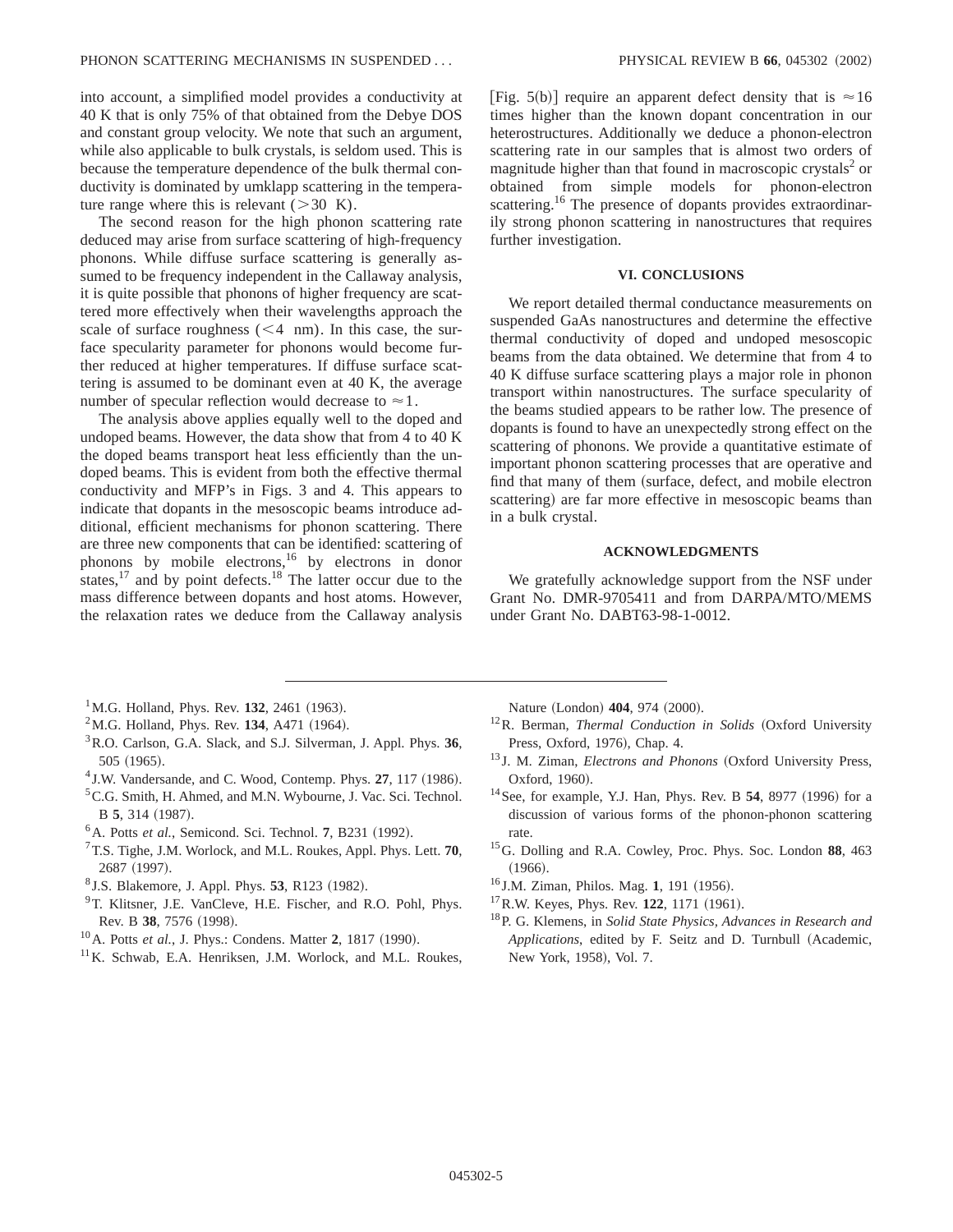into account, a simplified model provides a conductivity at 40 K that is only 75% of that obtained from the Debye DOS and constant group velocity. We note that such an argument, while also applicable to bulk crystals, is seldom used. This is because the temperature dependence of the bulk thermal conductivity is dominated by umklapp scattering in the temperature range where this is relevant (>30 K).

The second reason for the high phonon scattering rate deduced may arise from surface scattering of high-frequency phonons. While diffuse surface scattering is generally assumed to be frequency independent in the Callaway analysis, it is quite possible that phonons of higher frequency are scattered more effectively when their wavelengths approach the scale of surface roughness (<4 nm). In this case, the surface specularity parameter for phonons would become further reduced at higher temperatures. If diffuse surface scattering is assumed to be dominant even at 40 K, the average number of specular reflection would decrease to $\approx 1$.

The analysis above applies equally well to the doped and undoped beams. However, the data show that from 4 to 40 K the doped beams transport heat less efficiently than the undoped beams. This is evident from both the effective thermal conductivity and MFP's in Figs. 3 and 4. This appears to indicate that dopants in the mesoscopic beams introduce additional, efficient mechanisms for phonon scattering. There are three new components that can be identified: scattering of phonons by mobile electrons,[16] by electrons in donor states,[17] and by point defects.[18] The latter occur due to the mass difference between dopants and host atoms. However, the relaxation rates we deduce from the Callaway analysis [Fig. 5(b)] require an apparent defect density that is $\approx 16$ times higher than the known dopant concentration in our heterostructures. Additionally we deduce a phonon-electron scattering rate in our samples that is almost two orders of magnitude higher than that found in macroscopic crystals[2] or obtained from simple models for phonon-electron scattering.[16] The presence of dopants provides extraordinarily strong phonon scattering in nanostructures that requires further investigation.

## VI. CONCLUSIONS

We report detailed thermal conductance measurements on suspended GaAs nanostructures and determine the effective thermal conductivity of doped and undoped mesoscopic beams from the data obtained. We determine that from 4 to 40 K diffuse surface scattering plays a major role in phonon transport within nanostructures. The surface specularity of the beams studied appears to be rather low. The presence of dopants is found to have an unexpectedly strong effect on the scattering of phonons. We provide a quantitative estimate of important phonon scattering processes that are operative and find that many of them (surface, defect, and mobile electron scattering) are far more effective in mesoscopic beams than in a bulk crystal.

## ACKNOWLEDGMENTS

We gratefully acknowledge support from the NSF under Grant No. DMR-9705411 and from DARPA/MTO/MEMS under Grant No. DABT63-98-1-0012.

---

[1] M.G. Holland, Phys. Rev. **132**, 2461 (1963).
[2] M.G. Holland, Phys. Rev. **134**, A471 (1964).
[3] R.O. Carlson, G.A. Slack, and S.J. Silverman, J. Appl. Phys. **36**, 505 (1965).
[4] J.W. Vandersande, and C. Wood, Contemp. Phys. **27**, 117 (1986).
[5] C.G. Smith, H. Ahmed, and M.N. Wybourne, J. Vac. Sci. Technol. B **5**, 314 (1987).
[6] A. Potts *et al.*, Semicond. Sci. Technol. **7**, B231 (1992).
[7] T.S. Tighe, J.M. Worlock, and M.L. Roukes, Appl. Phys. Lett. **70**, 2687 (1997).
[8] J.S. Blakemore, J. Appl. Phys. **53**, R123 (1982).
[9] T. Klitsner, J.E. VanCleve, H.E. Fischer, and R.O. Pohl, Phys. Rev. B **38**, 7576 (1998).
[10] A. Potts *et al.*, J. Phys.: Condens. Matter **2**, 1817 (1990).
[11] K. Schwab, E.A. Henriksen, J.M. Worlock, and M.L. Roukes, Nature (London) **404**, 974 (2000).
[12] R. Berman, *Thermal Conduction in Solids* (Oxford University Press, Oxford, 1976), Chap. 4.
[13] J. M. Ziman, *Electrons and Phonons* (Oxford University Press, Oxford, 1960).
[14] See, for example, Y.J. Han, Phys. Rev. B **54**, 8977 (1996) for a discussion of various forms of the phonon-phonon scattering rate.
[15] G. Dolling and R.A. Cowley, Proc. Phys. Soc. London **88**, 463 (1966).
[16] J.M. Ziman, Philos. Mag. **1**, 191 (1956).
[17] R.W. Keyes, Phys. Rev. **122**, 1171 (1961).
[18] P. G. Klemens, in *Solid State Physics, Advances in Research and Applications*, edited by F. Seitz and D. Turnbull (Academic, New York, 1958), Vol. 7.